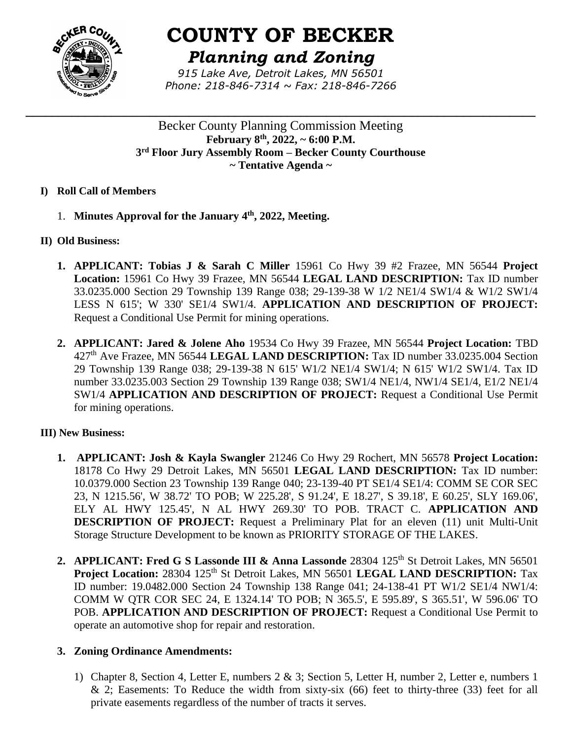# COUNTY OF BECKER

## *Planning and Zoning*

*915 Lake Ave, Detroit Lakes, MN 56501*
*Phone: 218-846-7314 ~ Fax: 218-846-7266*

---

Becker County Planning Commission Meeting
**February 8th, 2022, ~ 6:00 P.M.**
**3rd Floor Jury Assembly Room – Becker County Courthouse**
**~ Tentative Agenda ~**

**I) Roll Call of Members**

1. **Minutes Approval for the January 4th, 2022, Meeting.**

**II) Old Business:**

1. **APPLICANT: Tobias J & Sarah C Miller** 15961 Co Hwy 39 #2 Frazee, MN 56544 **Project Location:** 15961 Co Hwy 39 Frazee, MN 56544 **LEGAL LAND DESCRIPTION:** Tax ID number 33.0235.000 Section 29 Township 139 Range 038; 29-139-38 W 1/2 NE1/4 SW1/4 & W1/2 SW1/4 LESS N 615'; W 330' SE1/4 SW1/4. **APPLICATION AND DESCRIPTION OF PROJECT:** Request a Conditional Use Permit for mining operations.

2. **APPLICANT: Jared & Jolene Aho** 19534 Co Hwy 39 Frazee, MN 56544 **Project Location:** TBD 427th Ave Frazee, MN 56544 **LEGAL LAND DESCRIPTION:** Tax ID number 33.0235.004 Section 29 Township 139 Range 038; 29-139-38 N 615' W1/2 NE1/4 SW1/4; N 615' W1/2 SW1/4. Tax ID number 33.0235.003 Section 29 Township 139 Range 038; SW1/4 NE1/4, NW1/4 SE1/4, E1/2 NE1/4 SW1/4 **APPLICATION AND DESCRIPTION OF PROJECT:** Request a Conditional Use Permit for mining operations.

**III) New Business:**

1. **APPLICANT: Josh & Kayla Swangler** 21246 Co Hwy 29 Rochert, MN 56578 **Project Location:** 18178 Co Hwy 29 Detroit Lakes, MN 56501 **LEGAL LAND DESCRIPTION:** Tax ID number: 10.0379.000 Section 23 Township 139 Range 040; 23-139-40 PT SE1/4 SE1/4: COMM SE COR SEC 23, N 1215.56', W 38.72' TO POB; W 225.28', S 91.24', E 18.27', S 39.18', E 60.25', SLY 169.06', ELY AL HWY 125.45', N AL HWY 269.30' TO POB. TRACT C. **APPLICATION AND DESCRIPTION OF PROJECT:** Request a Preliminary Plat for an eleven (11) unit Multi-Unit Storage Structure Development to be known as PRIORITY STORAGE OF THE LAKES.

2. **APPLICANT: Fred G S Lassonde III & Anna Lassonde** 28304 125th St Detroit Lakes, MN 56501 **Project Location:** 28304 125th St Detroit Lakes, MN 56501 **LEGAL LAND DESCRIPTION:** Tax ID number: 19.0482.000 Section 24 Township 138 Range 041; 24-138-41 PT W1/2 SE1/4 NW1/4: COMM W QTR COR SEC 24, E 1324.14' TO POB; N 365.5', E 595.89', S 365.51', W 596.06' TO POB. **APPLICATION AND DESCRIPTION OF PROJECT:** Request a Conditional Use Permit to operate an automotive shop for repair and restoration.

3. **Zoning Ordinance Amendments:**

   1) Chapter 8, Section 4, Letter E, numbers 2 & 3; Section 5, Letter H, number 2, Letter e, numbers 1 & 2; Easements: To Reduce the width from sixty-six (66) feet to thirty-three (33) feet for all private easements regardless of the number of tracts it serves.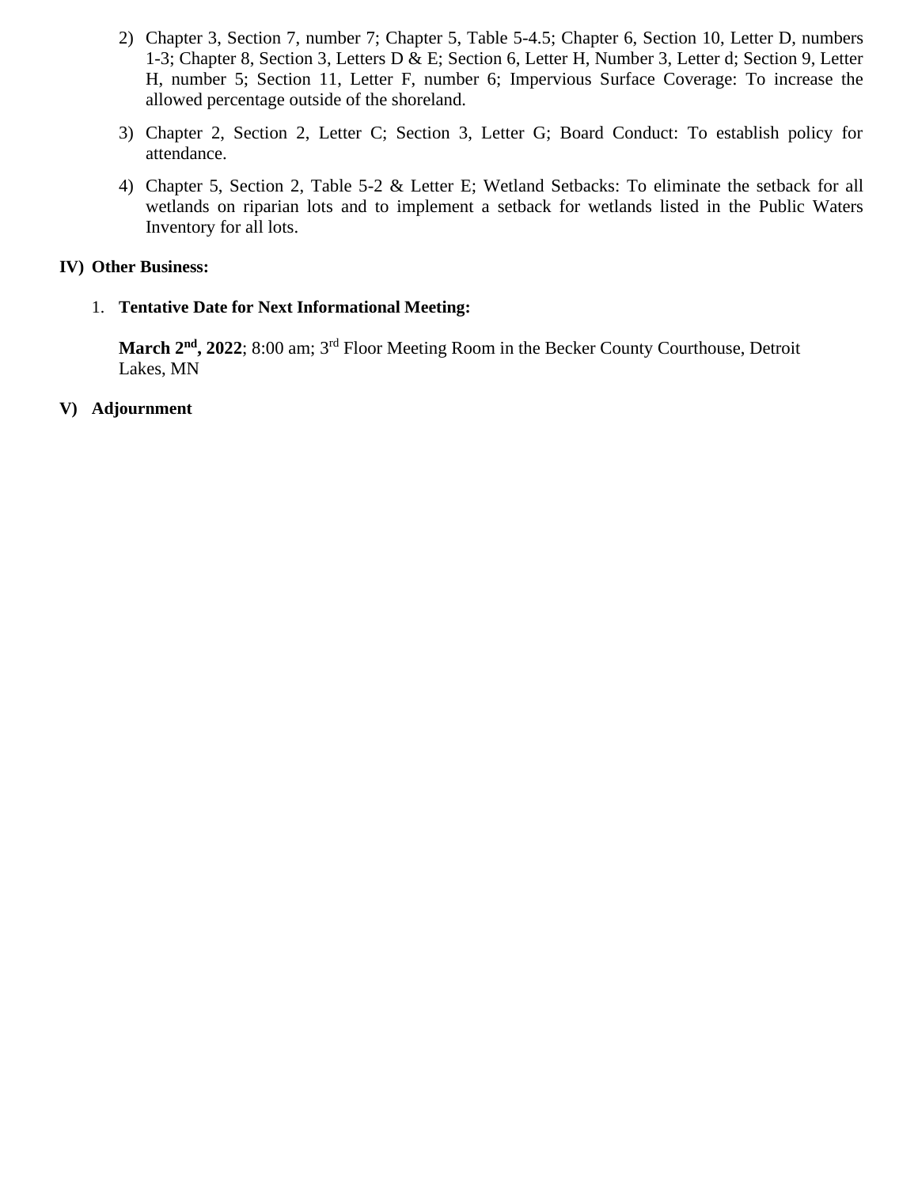2) Chapter 3, Section 7, number 7; Chapter 5, Table 5-4.5; Chapter 6, Section 10, Letter D, numbers 1-3; Chapter 8, Section 3, Letters D & E; Section 6, Letter H, Number 3, Letter d; Section 9, Letter H, number 5; Section 11, Letter F, number 6; Impervious Surface Coverage: To increase the allowed percentage outside of the shoreland.

3) Chapter 2, Section 2, Letter C; Section 3, Letter G; Board Conduct: To establish policy for attendance.

4) Chapter 5, Section 2, Table 5-2 & Letter E; Wetland Setbacks: To eliminate the setback for all wetlands on riparian lots and to implement a setback for wetlands listed in the Public Waters Inventory for all lots.

**IV) Other Business:**

1. **Tentative Date for Next Informational Meeting:**

   **March 2nd, 2022**; 8:00 am; 3rd Floor Meeting Room in the Becker County Courthouse, Detroit Lakes, MN

**V) Adjournment**